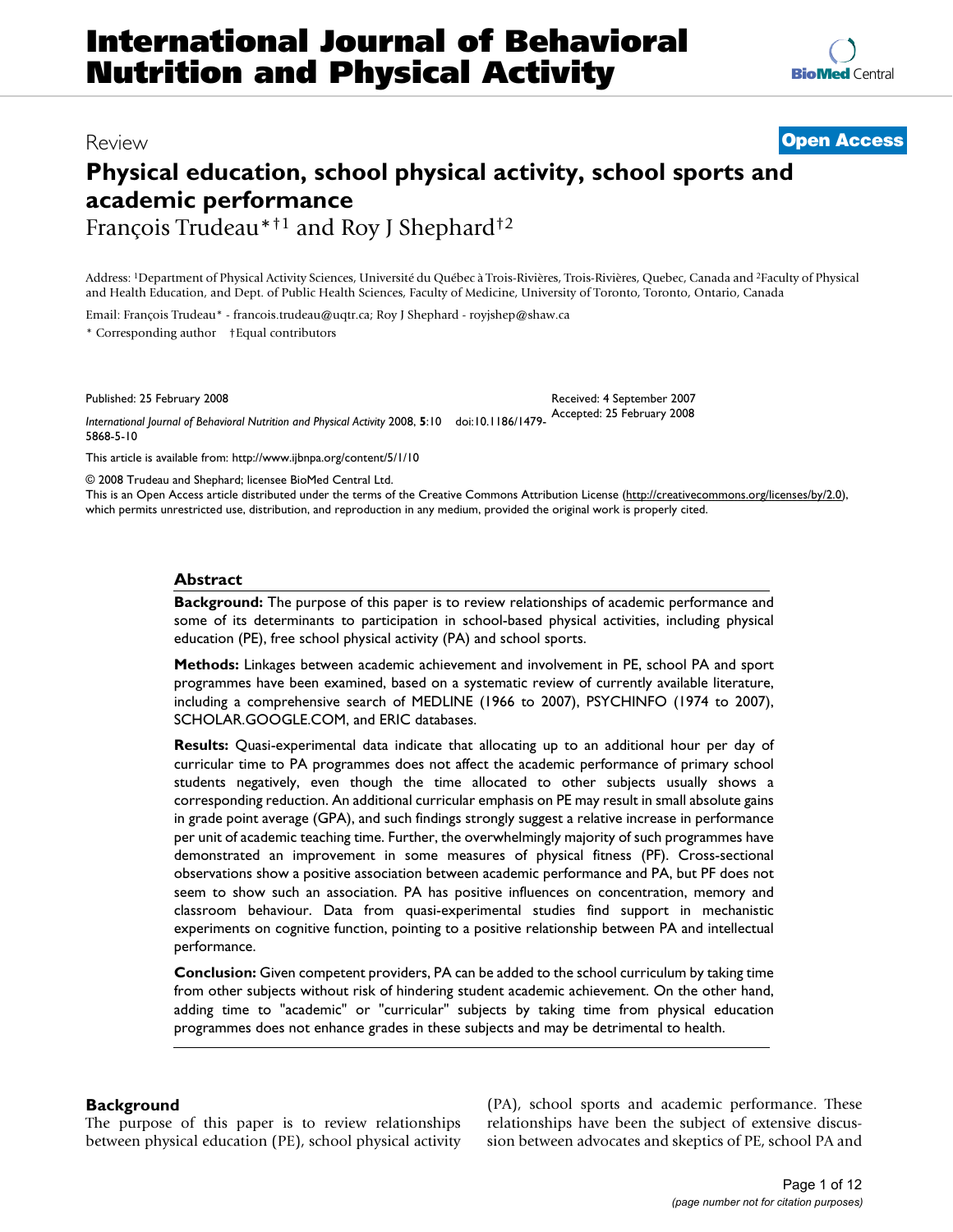# International Journal of Behavioral Nutrition and Physical Activity

Review

**Open Access**

## Physical education, school physical activity, school sports and academic performance

François Trudeau*†[1] and Roy J Shephard†[2]

Address: [1]Department of Physical Activity Sciences, Université du Québec à Trois-Rivières, Trois-Rivières, Quebec, Canada and [2]Faculty of Physical and Health Education, and Dept. of Public Health Sciences, Faculty of Medicine, University of Toronto, Toronto, Ontario, Canada

Email: François Trudeau* - francois.trudeau@uqtr.ca; Roy J Shephard - royjshep@shaw.ca

\* Corresponding author †Equal contributors

Published: 25 February 2008

*International Journal of Behavioral Nutrition and Physical Activity* 2008, **5**:10 doi:10.1186/1479-5868-5-10

Received: 4 September 2007
Accepted: 25 February 2008

This article is available from: http://www.ijbnpa.org/content/5/1/10

© 2008 Trudeau and Shephard; licensee BioMed Central Ltd.
This is an Open Access article distributed under the terms of the Creative Commons Attribution License (http://creativecommons.org/licenses/by/2.0), which permits unrestricted use, distribution, and reproduction in any medium, provided the original work is properly cited.

### Abstract

**Background:** The purpose of this paper is to review relationships of academic performance and some of its determinants to participation in school-based physical activities, including physical education (PE), free school physical activity (PA) and school sports.

**Methods:** Linkages between academic achievement and involvement in PE, school PA and sport programmes have been examined, based on a systematic review of currently available literature, including a comprehensive search of MEDLINE (1966 to 2007), PSYCHINFO (1974 to 2007), SCHOLAR.GOOGLE.COM, and ERIC databases.

**Results:** Quasi-experimental data indicate that allocating up to an additional hour per day of curricular time to PA programmes does not affect the academic performance of primary school students negatively, even though the time allocated to other subjects usually shows a corresponding reduction. An additional curricular emphasis on PE may result in small absolute gains in grade point average (GPA), and such findings strongly suggest a relative increase in performance per unit of academic teaching time. Further, the overwhelmingly majority of such programmes have demonstrated an improvement in some measures of physical fitness (PF). Cross-sectional observations show a positive association between academic performance and PA, but PF does not seem to show such an association. PA has positive influences on concentration, memory and classroom behaviour. Data from quasi-experimental studies find support in mechanistic experiments on cognitive function, pointing to a positive relationship between PA and intellectual performance.

**Conclusion:** Given competent providers, PA can be added to the school curriculum by taking time from other subjects without risk of hindering student academic achievement. On the other hand, adding time to "academic" or "curricular" subjects by taking time from physical education programmes does not enhance grades in these subjects and may be detrimental to health.

## Background

The purpose of this paper is to review relationships between physical education (PE), school physical activity (PA), school sports and academic performance. These relationships have been the subject of extensive discussion between advocates and skeptics of PE, school PA and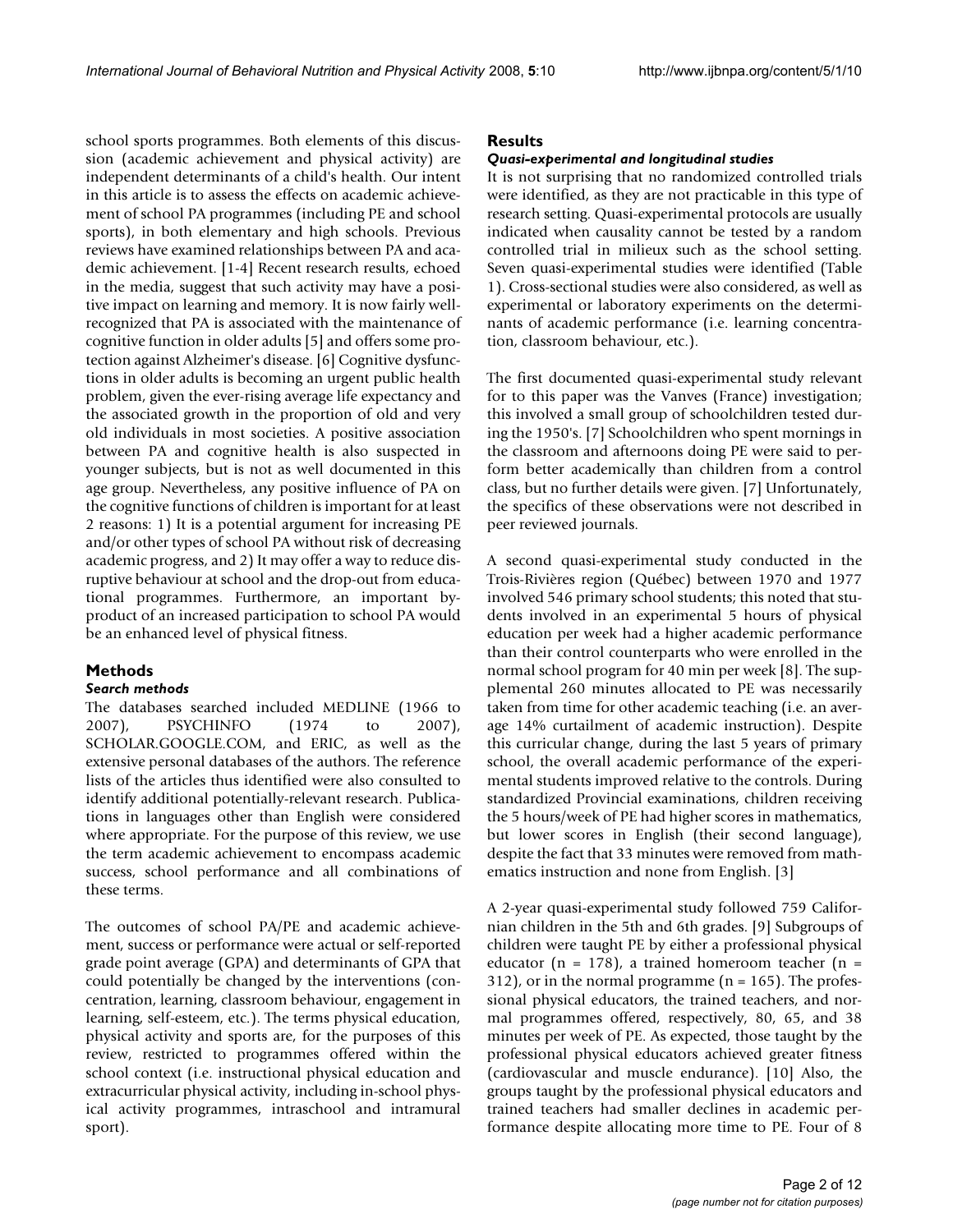school sports programmes. Both elements of this discussion (academic achievement and physical activity) are independent determinants of a child's health. Our intent in this article is to assess the effects on academic achievement of school PA programmes (including PE and school sports), in both elementary and high schools. Previous reviews have examined relationships between PA and academic achievement. [1-4] Recent research results, echoed in the media, suggest that such activity may have a positive impact on learning and memory. It is now fairly well-recognized that PA is associated with the maintenance of cognitive function in older adults [5] and offers some protection against Alzheimer's disease. [6] Cognitive dysfunctions in older adults is becoming an urgent public health problem, given the ever-rising average life expectancy and the associated growth in the proportion of old and very old individuals in most societies. A positive association between PA and cognitive health is also suspected in younger subjects, but is not as well documented in this age group. Nevertheless, any positive influence of PA on the cognitive functions of children is important for at least 2 reasons: 1) It is a potential argument for increasing PE and/or other types of school PA without risk of decreasing academic progress, and 2) It may offer a way to reduce disruptive behaviour at school and the drop-out from educational programmes. Furthermore, an important by-product of an increased participation to school PA would be an enhanced level of physical fitness.

## Methods

### *Search methods*

The databases searched included MEDLINE (1966 to 2007), PSYCHINFO (1974 to 2007), SCHOLAR.GOOGLE.COM, and ERIC, as well as the extensive personal databases of the authors. The reference lists of the articles thus identified were also consulted to identify additional potentially-relevant research. Publications in languages other than English were considered where appropriate. For the purpose of this review, we use the term academic achievement to encompass academic success, school performance and all combinations of these terms.

The outcomes of school PA/PE and academic achievement, success or performance were actual or self-reported grade point average (GPA) and determinants of GPA that could potentially be changed by the interventions (concentration, learning, classroom behaviour, engagement in learning, self-esteem, etc.). The terms physical education, physical activity and sports are, for the purposes of this review, restricted to programmes offered within the school context (i.e. instructional physical education and extracurricular physical activity, including in-school physical activity programmes, intraschool and intramural sport).

## Results

### *Quasi-experimental and longitudinal studies*

It is not surprising that no randomized controlled trials were identified, as they are not practicable in this type of research setting. Quasi-experimental protocols are usually indicated when causality cannot be tested by a random controlled trial in milieux such as the school setting. Seven quasi-experimental studies were identified (Table 1). Cross-sectional studies were also considered, as well as experimental or laboratory experiments on the determinants of academic performance (i.e. learning concentration, classroom behaviour, etc.).

The first documented quasi-experimental study relevant for to this paper was the Vanves (France) investigation; this involved a small group of schoolchildren tested during the 1950's. [7] Schoolchildren who spent mornings in the classroom and afternoons doing PE were said to perform better academically than children from a control class, but no further details were given. [7] Unfortunately, the specifics of these observations were not described in peer reviewed journals.

A second quasi-experimental study conducted in the Trois-Rivières region (Québec) between 1970 and 1977 involved 546 primary school students; this noted that students involved in an experimental 5 hours of physical education per week had a higher academic performance than their control counterparts who were enrolled in the normal school program for 40 min per week [8]. The supplemental 260 minutes allocated to PE was necessarily taken from time for other academic teaching (i.e. an average 14% curtailment of academic instruction). Despite this curricular change, during the last 5 years of primary school, the overall academic performance of the experimental students improved relative to the controls. During standardized Provincial examinations, children receiving the 5 hours/week of PE had higher scores in mathematics, but lower scores in English (their second language), despite the fact that 33 minutes were removed from mathematics instruction and none from English. [3]

A 2-year quasi-experimental study followed 759 Californian children in the 5th and 6th grades. [9] Subgroups of children were taught PE by either a professional physical educator (n = 178), a trained homeroom teacher (n = 312), or in the normal programme (n = 165). The professional physical educators, the trained teachers, and normal programmes offered, respectively, 80, 65, and 38 minutes per week of PE. As expected, those taught by the professional physical educators achieved greater fitness (cardiovascular and muscle endurance). [10] Also, the groups taught by the professional physical educators and trained teachers had smaller declines in academic performance despite allocating more time to PE. Four of 8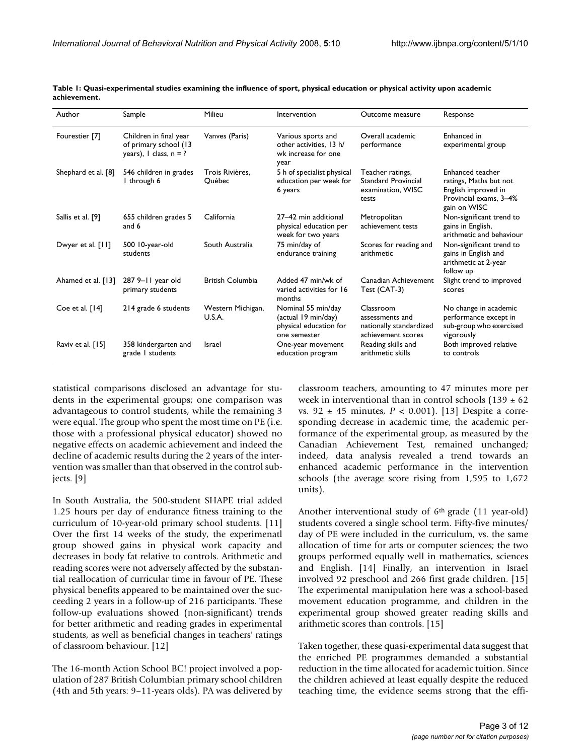**Table 1: Quasi-experimental studies examining the influence of sport, physical education or physical activity upon academic achievement.**

| Author | Sample | Milieu | Intervention | Outcome measure | Response |
|---|---|---|---|---|---|
| Fourestier [7] | Children in final year of primary school (13 years), 1 class, n = ? | Vanves (Paris) | Various sports and other activities, 13 h/wk increase for one year | Overall academic performance | Enhanced in experimental group |
| Shephard et al. [8] | 546 children in grades 1 through 6 | Trois Rivières, Québec | 5 h of specialist physical education per week for 6 years | Teacher ratings, Standard Provincial examination, WISC tests | Enhanced teacher ratings, Maths but not English improved in Provincial exams, 3–4% gain on WISC |
| Sallis et al. [9] | 655 children grades 5 and 6 | California | 27–42 min additional physical education per week for two years | Metropolitan achievement tests | Non-significant trend to gains in English, arithmetic and behaviour |
| Dwyer et al. [11] | 500 10-year-old students | South Australia | 75 min/day of endurance training | Scores for reading and arithmetic | Non-significant trend to gains in English and arithmetic at 2-year follow up |
| Ahamed et al. [13] | 287 9–11 year old primary students | British Columbia | Added 47 min/wk of varied activities for 16 months | Canadian Achievement Test (CAT-3) | Slight trend to improved scores |
| Coe et al. [14] | 214 grade 6 students | Western Michigan, U.S.A. | Nominal 55 min/day (actual 19 min/day) physical education for one semester | Classroom assessments and nationally standardized achievement scores | No change in academic performance except in sub-group who exercised vigorously |
| Raviv et al. [15] | 358 kindergarten and grade 1 students | Israel | One-year movement education program | Reading skills and arithmetic skills | Both improved relative to controls |

statistical comparisons disclosed an advantage for students in the experimental groups; one comparison was advantageous to control students, while the remaining 3 were equal. The group who spent the most time on PE (i.e. those with a professional physical educator) showed no negative effects on academic achievement and indeed the decline of academic results during the 2 years of the intervention was smaller than that observed in the control subjects. [9]

In South Australia, the 500-student SHAPE trial added 1.25 hours per day of endurance fitness training to the curriculum of 10-year-old primary school students. [11] Over the first 14 weeks of the study, the experimenatl group showed gains in physical work capacity and decreases in body fat relative to controls. Arithmetic and reading scores were not adversely affected by the substantial reallocation of curricular time in favour of PE. These physical benefits appeared to be maintained over the succeeding 2 years in a follow-up of 216 participants. These follow-up evaluations showed (non-significant) trends for better arithmetic and reading grades in experimental students, as well as beneficial changes in teachers' ratings of classroom behaviour. [12]

The 16-month Action School BC! project involved a population of 287 British Columbian primary school children (4th and 5th years: 9–11-years olds). PA was delivered by classroom teachers, amounting to 47 minutes more per week in interventional than in control schools ($139 \pm 62$ vs. $92 \pm 45$ minutes, $P < 0.001$). [13] Despite a corresponding decrease in academic time, the academic performance of the experimental group, as measured by the Canadian Achievement Test, remained unchanged; indeed, data analysis revealed a trend towards an enhanced academic performance in the intervention schools (the average score rising from 1,595 to 1,672 units).

Another interventional study of 6th grade (11 year-old) students covered a single school term. Fifty-five minutes/day of PE were included in the curriculum, vs. the same allocation of time for arts or computer sciences; the two groups performed equally well in mathematics, sciences and English. [14] Finally, an intervention in Israel involved 92 preschool and 266 first grade children. [15] The experimental manipulation here was a school-based movement education programme, and children in the experimental group showed greater reading skills and arithmetic scores than controls. [15]

Taken together, these quasi-experimental data suggest that the enriched PE programmes demanded a substantial reduction in the time allocated for academic tuition. Since the children achieved at least equally despite the reduced teaching time, the evidence seems strong that the effi-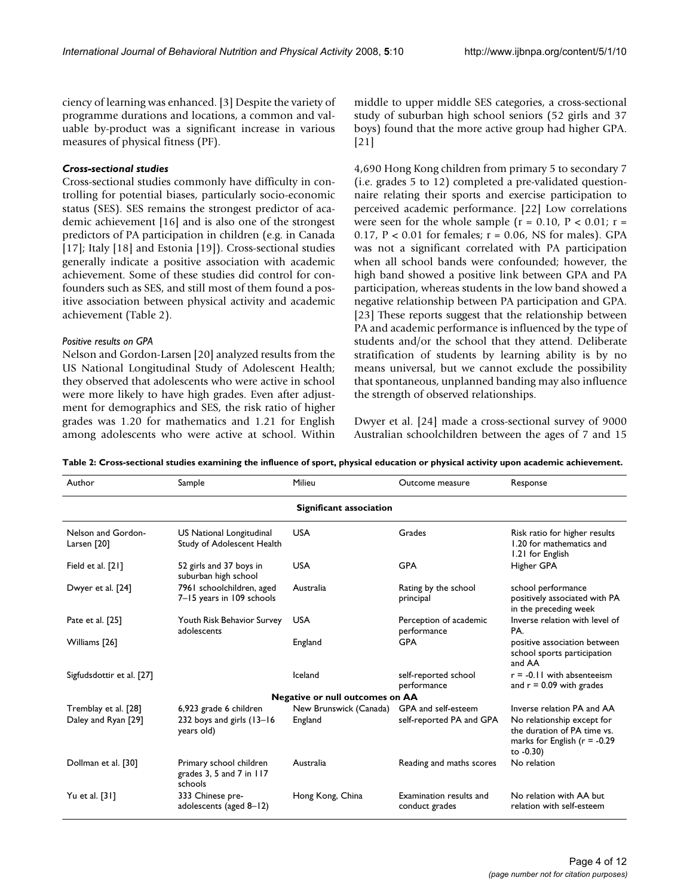ciency of learning was enhanced. [3] Despite the variety of programme durations and locations, a common and valuable by-product was a significant increase in various measures of physical fitness (PF).

### *Cross-sectional studies*

Cross-sectional studies commonly have difficulty in controlling for potential biases, particularly socio-economic status (SES). SES remains the strongest predictor of academic achievement [16] and is also one of the strongest predictors of PA participation in children (e.g. in Canada [17]; Italy [18] and Estonia [19]). Cross-sectional studies generally indicate a positive association with academic achievement. Some of these studies did control for confounders such as SES, and still most of them found a positive association between physical activity and academic achievement (Table 2).

#### *Positive results on GPA*

Nelson and Gordon-Larsen [20] analyzed results from the US National Longitudinal Study of Adolescent Health; they observed that adolescents who were active in school were more likely to have high grades. Even after adjustment for demographics and SES, the risk ratio of higher grades was 1.20 for mathematics and 1.21 for English among adolescents who were active at school. Within middle to upper middle SES categories, a cross-sectional study of suburban high school seniors (52 girls and 37 boys) found that the more active group had higher GPA. [21]

4,690 Hong Kong children from primary 5 to secondary 7 (i.e. grades 5 to 12) completed a pre-validated questionnaire relating their sports and exercise participation to perceived academic performance. [22] Low correlations were seen for the whole sample ($r = 0.10$, $P < 0.01$; $r = 0.17$, $P < 0.01$ for females; $r = 0.06$, NS for males). GPA was not a significant correlated with PA participation when all school bands were confounded; however, the high band showed a positive link between GPA and PA participation, whereas students in the low band showed a negative relationship between PA participation and GPA. [23] These reports suggest that the relationship between PA and academic performance is influenced by the type of students and/or the school that they attend. Deliberate stratification of students by learning ability is by no means universal, but we cannot exclude the possibility that spontaneous, unplanned banding may also influence the strength of observed relationships.

Dwyer et al. [24] made a cross-sectional survey of 9000 Australian schoolchildren between the ages of 7 and 15

**Table 2: Cross-sectional studies examining the influence of sport, physical education or physical activity upon academic achievement.**

| Author | Sample | Milieu | Outcome measure | Response |
|---|---|---|---|---|
| | | **Significant association** | | |
| Nelson and Gordon-Larsen [20] | US National Longitudinal Study of Adolescent Health | USA | Grades | Risk ratio for higher results 1.20 for mathematics and 1.21 for English |
| Field et al. [21] | 52 girls and 37 boys in suburban high school | USA | GPA | Higher GPA |
| Dwyer et al. [24] | 7961 schoolchildren, aged 7–15 years in 109 schools | Australia | Rating by the school principal | school performance positively associated with PA in the preceding week |
| Pate et al. [25] | Youth Risk Behavior Survey adolescents | USA | Perception of academic performance | Inverse relation with level of PA. |
| Williams [26] | | England | GPA | positive association between school sports participation and AA |
| Sigfudsdottir et al. [27] | | Iceland | self-reported school performance | $r = -0.11$ with absenteeism and $r = 0.09$ with grades |
| | | **Negative or null outcomes on AA** | | |
| Tremblay et al. [28] | 6,923 grade 6 children | New Brunswick (Canada) | GPA and self-esteem | Inverse relation PA and AA |
| Daley and Ryan [29] | 232 boys and girls (13–16 years old) | England | self-reported PA and GPA | No relationship except for the duration of PA time vs. marks for English ($r = -0.29$ to $-0.30$) |
| Dollman et al. [30] | Primary school children grades 3, 5 and 7 in 117 schools | Australia | Reading and maths scores | No relation |
| Yu et al. [31] | 333 Chinese pre-adolescents (aged 8–12) | Hong Kong, China | Examination results and conduct grades | No relation with AA but relation with self-esteem |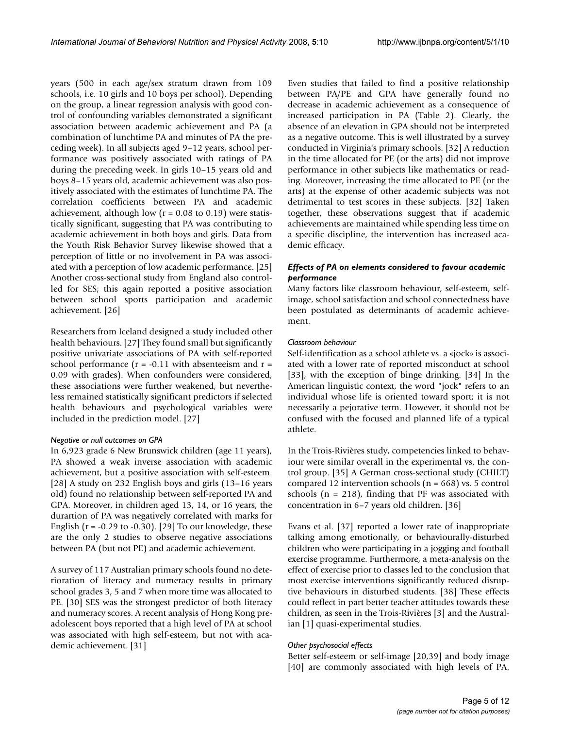years (500 in each age/sex stratum drawn from 109 schools, i.e. 10 girls and 10 boys per school). Depending on the group, a linear regression analysis with good control of confounding variables demonstrated a significant association between academic achievement and PA (a combination of lunchtime PA and minutes of PA the preceding week). In all subjects aged 9–12 years, school performance was positively associated with ratings of PA during the preceding week. In girls 10–15 years old and boys 8–15 years old, academic achievement was also positively associated with the estimates of lunchtime PA. The correlation coefficients between PA and academic achievement, although low ($r = 0.08$ to $0.19$) were statistically significant, suggesting that PA was contributing to academic achievement in both boys and girls. Data from the Youth Risk Behavior Survey likewise showed that a perception of little or no involvement in PA was associated with a perception of low academic performance. [25] Another cross-sectional study from England also controlled for SES; this again reported a positive association between school sports participation and academic achievement. [26]

Researchers from Iceland designed a study included other health behaviours. [27] They found small but significantly positive univariate associations of PA with self-reported school performance ($r = -0.11$ with absenteeism and $r = 0.09$ with grades). When confounders were considered, these associations were further weakened, but nevertheless remained statistically significant predictors if selected health behaviours and psychological variables were included in the prediction model. [27]

#### *Negative or null outcomes on GPA*

In 6,923 grade 6 New Brunswick children (age 11 years), PA showed a weak inverse association with academic achievement, but a positive association with self-esteem. [28] A study on 232 English boys and girls (13–16 years old) found no relationship between self-reported PA and GPA. Moreover, in children aged 13, 14, or 16 years, the durartion of PA was negatively correlated with marks for English ($r = -0.29$ to $-0.30$). [29] To our knowledge, these are the only 2 studies to observe negative associations between PA (but not PE) and academic achievement.

A survey of 117 Australian primary schools found no deterioration of literacy and numeracy results in primary school grades 3, 5 and 7 when more time was allocated to PE. [30] SES was the strongest predictor of both literacy and numeracy scores. A recent analysis of Hong Kong pre-adolescent boys reported that a high level of PA at school was associated with high self-esteem, but not with academic achievement. [31]

Even studies that failed to find a positive relationship between PA/PE and GPA have generally found no decrease in academic achievement as a consequence of increased participation in PA (Table 2). Clearly, the absence of an elevation in GPA should not be interpreted as a negative outcome. This is well illustrated by a survey conducted in Virginia's primary schools. [32] A reduction in the time allocated for PE (or the arts) did not improve performance in other subjects like mathematics or reading. Moreover, increasing the time allocated to PE (or the arts) at the expense of other academic subjects was not detrimental to test scores in these subjects. [32] Taken together, these observations suggest that if academic achievements are maintained while spending less time on a specific discipline, the intervention has increased academic efficacy.

### *Effects of PA on elements considered to favour academic performance*

Many factors like classroom behaviour, self-esteem, self-image, school satisfaction and school connectedness have been postulated as determinants of academic achievement.

#### *Classroom behaviour*

Self-identification as a school athlete vs. a «jock» is associated with a lower rate of reported misconduct at school [33], with the exception of binge drinking. [34] In the American linguistic context, the word "jock" refers to an individual whose life is oriented toward sport; it is not necessarily a pejorative term. However, it should not be confused with the focused and planned life of a typical athlete.

In the Trois-Rivières study, competencies linked to behaviour were similar overall in the experimental vs. the control group. [35] A German cross-sectional study (CHILT) compared 12 intervention schools ($n = 668$) vs. 5 control schools ($n = 218$), finding that PF was associated with concentration in 6–7 years old children. [36]

Evans et al. [37] reported a lower rate of inappropriate talking among emotionally, or behaviourally-disturbed children who were participating in a jogging and football exercise programme. Furthermore, a meta-analysis on the effect of exercise prior to classes led to the conclusion that most exercise interventions significantly reduced disruptive behaviours in disturbed students. [38] These effects could reflect in part better teacher attitudes towards these children, as seen in the Trois-Rivières [3] and the Australian [1] quasi-experimental studies.

#### *Other psychosocial effects*

Better self-esteem or self-image [20,39] and body image [40] are commonly associated with high levels of PA.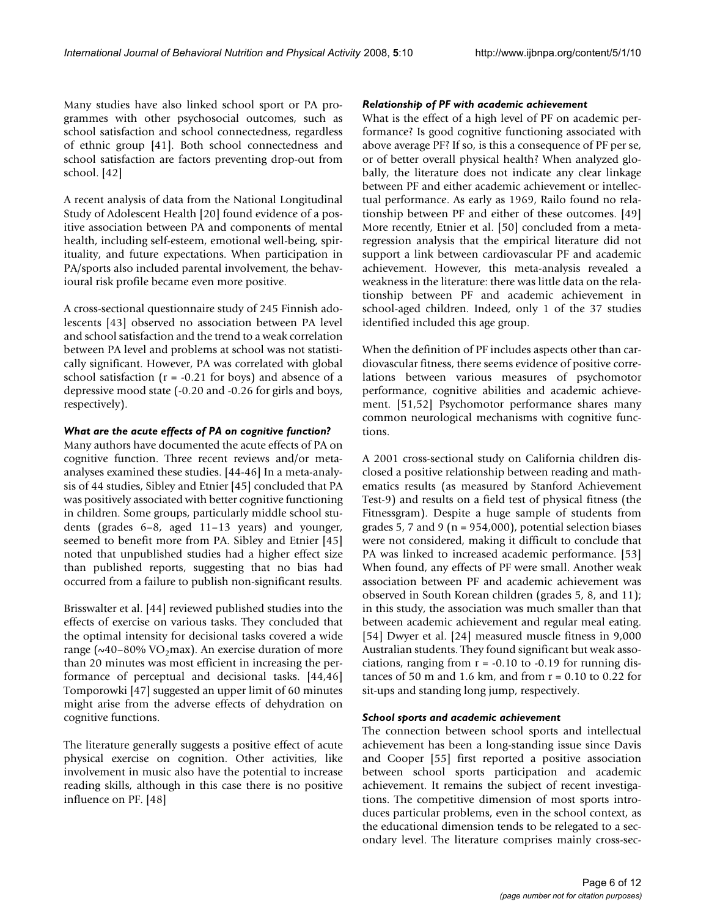Many studies have also linked school sport or PA programmes with other psychosocial outcomes, such as school satisfaction and school connectedness, regardless of ethnic group [41]. Both school connectedness and school satisfaction are factors preventing drop-out from school. [42]

A recent analysis of data from the National Longitudinal Study of Adolescent Health [20] found evidence of a positive association between PA and components of mental health, including self-esteem, emotional well-being, spirituality, and future expectations. When participation in PA/sports also included parental involvement, the behavioural risk profile became even more positive.

A cross-sectional questionnaire study of 245 Finnish adolescents [43] observed no association between PA level and school satisfaction and the trend to a weak correlation between PA level and problems at school was not statistically significant. However, PA was correlated with global school satisfaction ($r = -0.21$ for boys) and absence of a depressive mood state (-0.20 and -0.26 for girls and boys, respectively).

### *What are the acute effects of PA on cognitive function?*

Many authors have documented the acute effects of PA on cognitive function. Three recent reviews and/or meta-analyses examined these studies. [44-46] In a meta-analysis of 44 studies, Sibley and Etnier [45] concluded that PA was positively associated with better cognitive functioning in children. Some groups, particularly middle school students (grades 6–8, aged 11–13 years) and younger, seemed to benefit more from PA. Sibley and Etnier [45] noted that unpublished studies had a higher effect size than published reports, suggesting that no bias had occurred from a failure to publish non-significant results.

Brisswalter et al. [44] reviewed published studies into the effects of exercise on various tasks. They concluded that the optimal intensity for decisional tasks covered a wide range (~40–80% $VO_2$max). An exercise duration of more than 20 minutes was most efficient in increasing the performance of perceptual and decisional tasks. [44,46] Tomporowki [47] suggested an upper limit of 60 minutes might arise from the adverse effects of dehydration on cognitive functions.

The literature generally suggests a positive effect of acute physical exercise on cognition. Other activities, like involvement in music also have the potential to increase reading skills, although in this case there is no positive influence on PF. [48]

### *Relationship of PF with academic achievement*

What is the effect of a high level of PF on academic performance? Is good cognitive functioning associated with above average PF? If so, is this a consequence of PF per se, or of better overall physical health? When analyzed globally, the literature does not indicate any clear linkage between PF and either academic achievement or intellectual performance. As early as 1969, Railo found no relationship between PF and either of these outcomes. [49] More recently, Etnier et al. [50] concluded from a meta-regression analysis that the empirical literature did not support a link between cardiovascular PF and academic achievement. However, this meta-analysis revealed a weakness in the literature: there was little data on the relationship between PF and academic achievement in school-aged children. Indeed, only 1 of the 37 studies identified included this age group.

When the definition of PF includes aspects other than cardiovascular fitness, there seems evidence of positive correlations between various measures of psychomotor performance, cognitive abilities and academic achievement. [51,52] Psychomotor performance shares many common neurological mechanisms with cognitive functions.

A 2001 cross-sectional study on California children disclosed a positive relationship between reading and mathematics results (as measured by Stanford Achievement Test-9) and results on a field test of physical fitness (the Fitnessgram). Despite a huge sample of students from grades 5, 7 and 9 ($n = 954,000$), potential selection biases were not considered, making it difficult to conclude that PA was linked to increased academic performance. [53] When found, any effects of PF were small. Another weak association between PF and academic achievement was observed in South Korean children (grades 5, 8, and 11); in this study, the association was much smaller than that between academic achievement and regular meal eating. [54] Dwyer et al. [24] measured muscle fitness in 9,000 Australian students. They found significant but weak associations, ranging from $r = -0.10$ to -0.19 for running distances of 50 m and 1.6 km, and from $r = 0.10$ to 0.22 for sit-ups and standing long jump, respectively.

### *School sports and academic achievement*

The connection between school sports and intellectual achievement has been a long-standing issue since Davis and Cooper [55] first reported a positive association between school sports participation and academic achievement. It remains the subject of recent investigations. The competitive dimension of most sports introduces particular problems, even in the school context, as the educational dimension tends to be relegated to a secondary level. The literature comprises mainly cross-sec-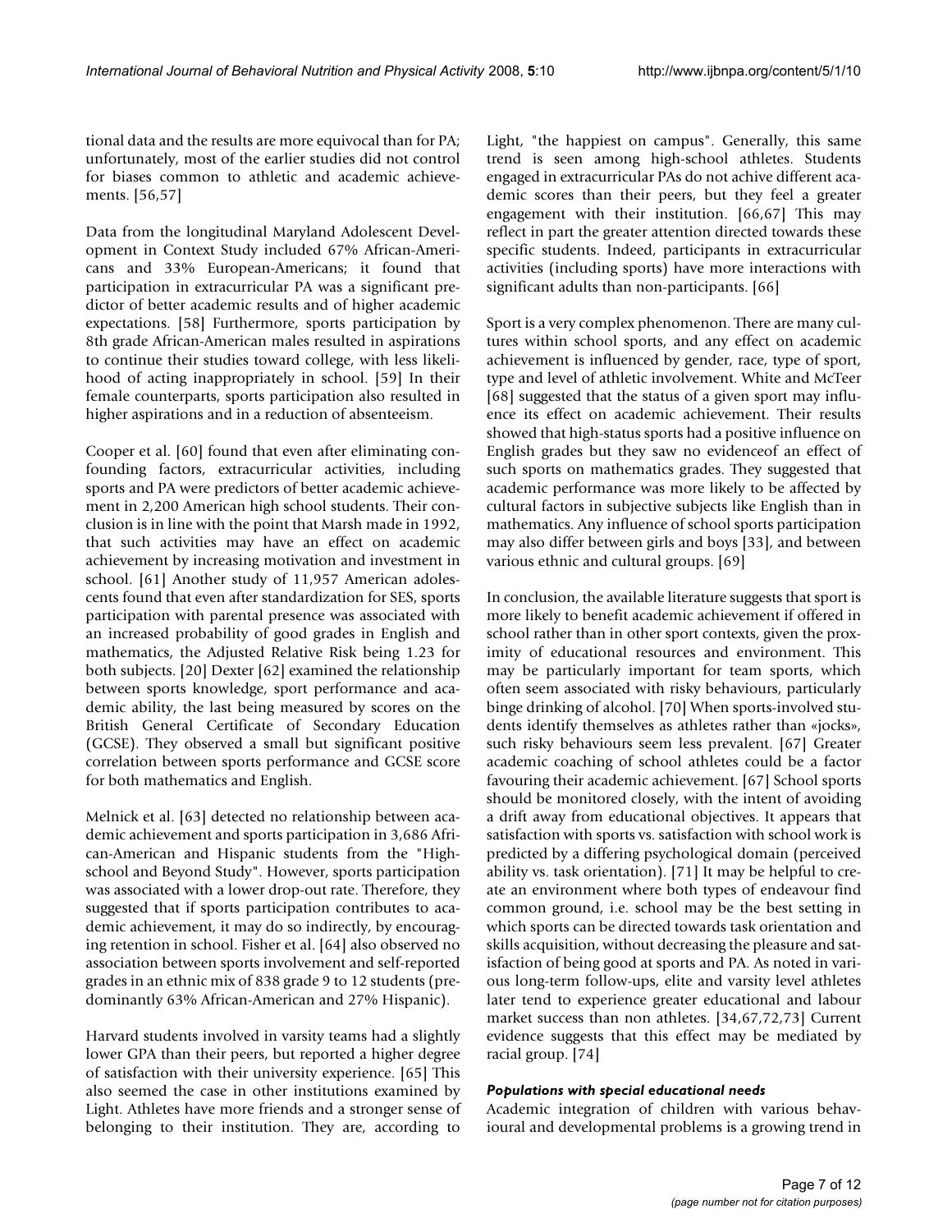tional data and the results are more equivocal than for PA; unfortunately, most of the earlier studies did not control for biases common to athletic and academic achievements. [56,57]

Data from the longitudinal Maryland Adolescent Development in Context Study included 67% African-Americans and 33% European-Americans; it found that participation in extracurricular PA was a significant predictor of better academic results and of higher academic expectations. [58] Furthermore, sports participation by 8th grade African-American males resulted in aspirations to continue their studies toward college, with less likelihood of acting inappropriately in school. [59] In their female counterparts, sports participation also resulted in higher aspirations and in a reduction of absenteeism.

Cooper et al. [60] found that even after eliminating confounding factors, extracurricular activities, including sports and PA were predictors of better academic achievement in 2,200 American high school students. Their conclusion is in line with the point that Marsh made in 1992, that such activities may have an effect on academic achievement by increasing motivation and investment in school. [61] Another study of 11,957 American adolescents found that even after standardization for SES, sports participation with parental presence was associated with an increased probability of good grades in English and mathematics, the Adjusted Relative Risk being 1.23 for both subjects. [20] Dexter [62] examined the relationship between sports knowledge, sport performance and academic ability, the last being measured by scores on the British General Certificate of Secondary Education (GCSE). They observed a small but significant positive correlation between sports performance and GCSE score for both mathematics and English.

Melnick et al. [63] detected no relationship between academic achievement and sports participation in 3,686 African-American and Hispanic students from the "High-school and Beyond Study". However, sports participation was associated with a lower drop-out rate. Therefore, they suggested that if sports participation contributes to academic achievement, it may do so indirectly, by encouraging retention in school. Fisher et al. [64] also observed no association between sports involvement and self-reported grades in an ethnic mix of 838 grade 9 to 12 students (predominantly 63% African-American and 27% Hispanic).

Harvard students involved in varsity teams had a slightly lower GPA than their peers, but reported a higher degree of satisfaction with their university experience. [65] This also seemed the case in other institutions examined by Light. Athletes have more friends and a stronger sense of belonging to their institution. They are, according to Light, "the happiest on campus". Generally, this same trend is seen among high-school athletes. Students engaged in extracurricular PAs do not achive different academic scores than their peers, but they feel a greater engagement with their institution. [66,67] This may reflect in part the greater attention directed towards these specific students. Indeed, participants in extracurricular activities (including sports) have more interactions with significant adults than non-participants. [66]

Sport is a very complex phenomenon. There are many cultures within school sports, and any effect on academic achievement is influenced by gender, race, type of sport, type and level of athletic involvement. White and McTeer [68] suggested that the status of a given sport may influence its effect on academic achievement. Their results showed that high-status sports had a positive influence on English grades but they saw no evidenceof an effect of such sports on mathematics grades. They suggested that academic performance was more likely to be affected by cultural factors in subjective subjects like English than in mathematics. Any influence of school sports participation may also differ between girls and boys [33], and between various ethnic and cultural groups. [69]

In conclusion, the available literature suggests that sport is more likely to benefit academic achievement if offered in school rather than in other sport contexts, given the proximity of educational resources and environment. This may be particularly important for team sports, which often seem associated with risky behaviours, particularly binge drinking of alcohol. [70] When sports-involved students identify themselves as athletes rather than «jocks», such risky behaviours seem less prevalent. [67] Greater academic coaching of school athletes could be a factor favouring their academic achievement. [67] School sports should be monitored closely, with the intent of avoiding a drift away from educational objectives. It appears that satisfaction with sports vs. satisfaction with school work is predicted by a differing psychological domain (perceived ability vs. task orientation). [71] It may be helpful to create an environment where both types of endeavour find common ground, i.e. school may be the best setting in which sports can be directed towards task orientation and skills acquisition, without decreasing the pleasure and satisfaction of being good at sports and PA. As noted in various long-term follow-ups, elite and varsity level athletes later tend to experience greater educational and labour market success than non athletes. [34,67,72,73] Current evidence suggests that this effect may be mediated by racial group. [74]

#### *Populations with special educational needs*

Academic integration of children with various behavioural and developmental problems is a growing trend in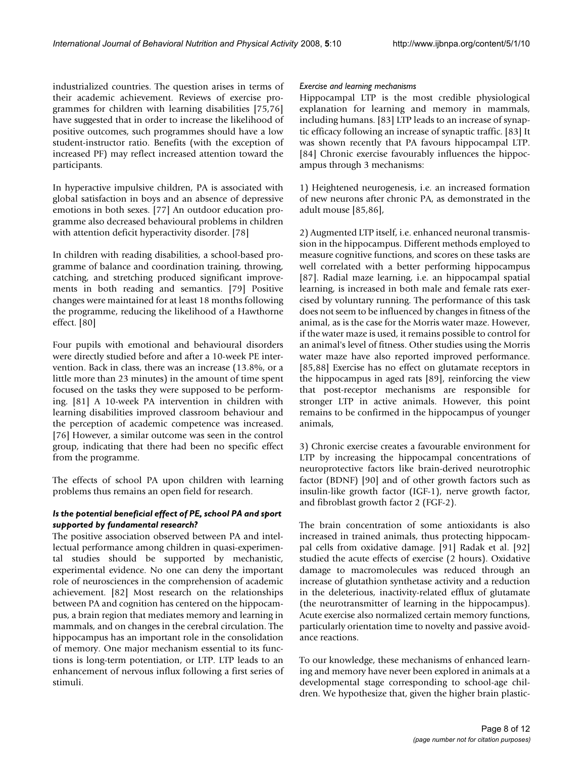industrialized countries. The question arises in terms of their academic achievement. Reviews of exercise programmes for children with learning disabilities [75,76] have suggested that in order to increase the likelihood of positive outcomes, such programmes should have a low student-instructor ratio. Benefits (with the exception of increased PF) may reflect increased attention toward the participants.

In hyperactive impulsive children, PA is associated with global satisfaction in boys and an absence of depressive emotions in both sexes. [77] An outdoor education programme also decreased behavioural problems in children with attention deficit hyperactivity disorder. [78]

In children with reading disabilities, a school-based programme of balance and coordination training, throwing, catching, and stretching produced significant improvements in both reading and semantics. [79] Positive changes were maintained for at least 18 months following the programme, reducing the likelihood of a Hawthorne effect. [80]

Four pupils with emotional and behavioural disorders were directly studied before and after a 10-week PE intervention. Back in class, there was an increase (13.8%, or a little more than 23 minutes) in the amount of time spent focused on the tasks they were supposed to be performing. [81] A 10-week PA intervention in children with learning disabilities improved classroom behaviour and the perception of academic competence was increased. [76] However, a similar outcome was seen in the control group, indicating that there had been no specific effect from the programme.

The effects of school PA upon children with learning problems thus remains an open field for research.

### *Is the potential beneficial effect of PE, school PA and sport supported by fundamental research?*

The positive association observed between PA and intellectual performance among children in quasi-experimental studies should be supported by mechanistic, experimental evidence. No one can deny the important role of neurosciences in the comprehension of academic achievement. [82] Most research on the relationships between PA and cognition has centered on the hippocampus, a brain region that mediates memory and learning in mammals, and on changes in the cerebral circulation. The hippocampus has an important role in the consolidation of memory. One major mechanism essential to its functions is long-term potentiation, or LTP. LTP leads to an enhancement of nervous influx following a first series of stimuli.

#### *Exercise and learning mechanisms*

Hippocampal LTP is the most credible physiological explanation for learning and memory in mammals, including humans. [83] LTP leads to an increase of synaptic efficacy following an increase of synaptic traffic. [83] It was shown recently that PA favours hippocampal LTP. [84] Chronic exercise favourably influences the hippocampus through 3 mechanisms:

1) Heightened neurogenesis, i.e. an increased formation of new neurons after chronic PA, as demonstrated in the adult mouse [85,86],

2) Augmented LTP itself, i.e. enhanced neuronal transmission in the hippocampus. Different methods employed to measure cognitive functions, and scores on these tasks are well correlated with a better performing hippocampus [87]. Radial maze learning, i.e. an hippocampal spatial learning, is increased in both male and female rats exercised by voluntary running. The performance of this task does not seem to be influenced by changes in fitness of the animal, as is the case for the Morris water maze. However, if the water maze is used, it remains possible to control for an animal's level of fitness. Other studies using the Morris water maze have also reported improved performance. [85,88] Exercise has no effect on glutamate receptors in the hippocampus in aged rats [89], reinforcing the view that post-receptor mechanisms are responsible for stronger LTP in active animals. However, this point remains to be confirmed in the hippocampus of younger animals,

3) Chronic exercise creates a favourable environment for LTP by increasing the hippocampal concentrations of neuroprotective factors like brain-derived neurotrophic factor (BDNF) [90] and of other growth factors such as insulin-like growth factor (IGF-1), nerve growth factor, and fibroblast growth factor 2 (FGF-2).

The brain concentration of some antioxidants is also increased in trained animals, thus protecting hippocampal cells from oxidative damage. [91] Radak et al. [92] studied the acute effects of exercise (2 hours). Oxidative damage to macromolecules was reduced through an increase of glutathion synthetase activity and a reduction in the deleterious, inactivity-related efflux of glutamate (the neurotransmitter of learning in the hippocampus). Acute exercise also normalized certain memory functions, particularly orientation time to novelty and passive avoidance reactions.

To our knowledge, these mechanisms of enhanced learning and memory have never been explored in animals at a developmental stage corresponding to school-age children. We hypothesize that, given the higher brain plastic-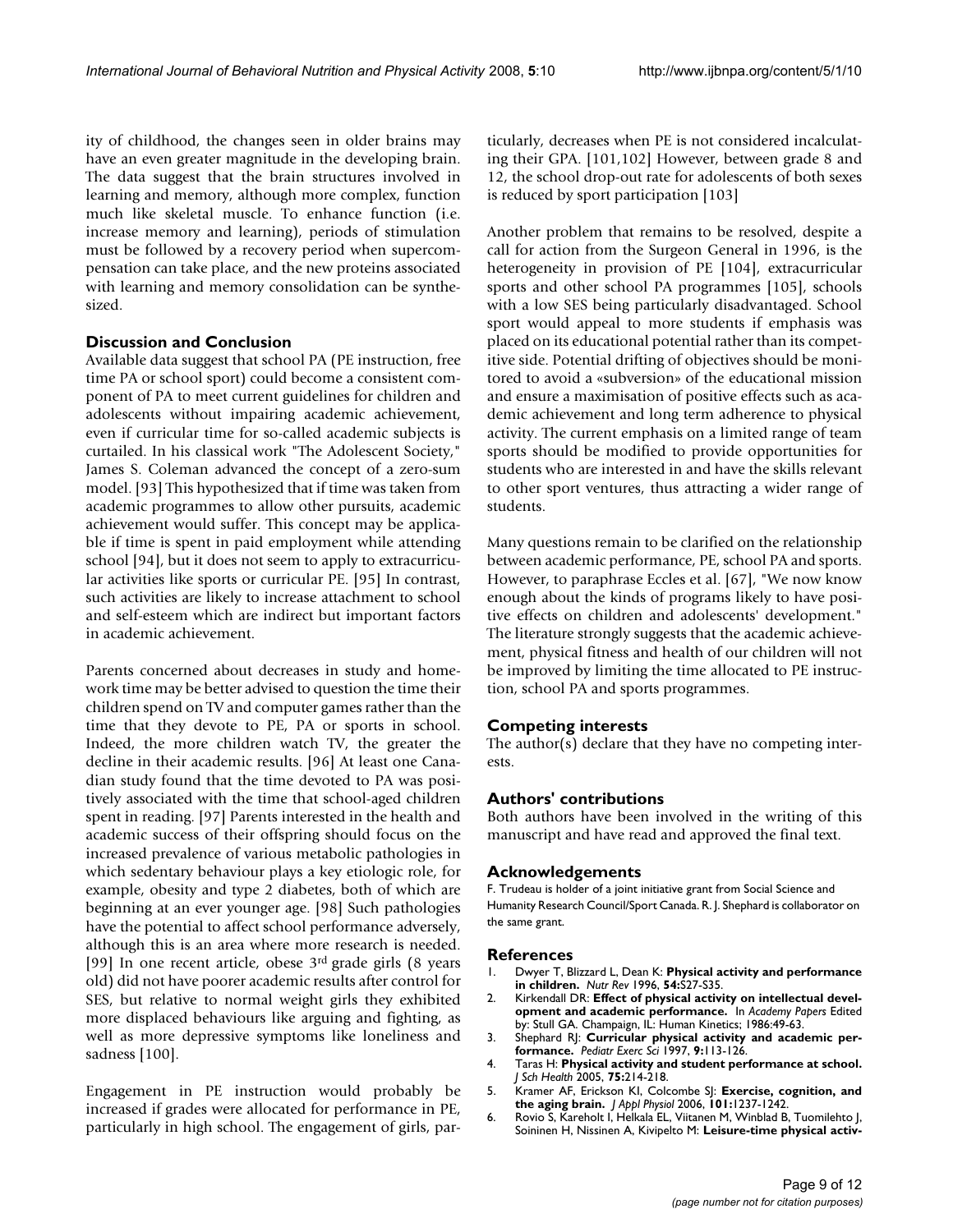ity of childhood, the changes seen in older brains may have an even greater magnitude in the developing brain. The data suggest that the brain structures involved in learning and memory, although more complex, function much like skeletal muscle. To enhance function (i.e. increase memory and learning), periods of stimulation must be followed by a recovery period when supercompensation can take place, and the new proteins associated with learning and memory consolidation can be synthesized.

## Discussion and Conclusion

Available data suggest that school PA (PE instruction, free time PA or school sport) could become a consistent component of PA to meet current guidelines for children and adolescents without impairing academic achievement, even if curricular time for so-called academic subjects is curtailed. In his classical work "The Adolescent Society," James S. Coleman advanced the concept of a zero-sum model. [93] This hypothesized that if time was taken from academic programmes to allow other pursuits, academic achievement would suffer. This concept may be applicable if time is spent in paid employment while attending school [94], but it does not seem to apply to extracurricular activities like sports or curricular PE. [95] In contrast, such activities are likely to increase attachment to school and self-esteem which are indirect but important factors in academic achievement.

Parents concerned about decreases in study and homework time may be better advised to question the time their children spend on TV and computer games rather than the time that they devote to PE, PA or sports in school. Indeed, the more children watch TV, the greater the decline in their academic results. [96] At least one Canadian study found that the time devoted to PA was positively associated with the time that school-aged children spent in reading. [97] Parents interested in the health and academic success of their offspring should focus on the increased prevalence of various metabolic pathologies in which sedentary behaviour plays a key etiologic role, for example, obesity and type 2 diabetes, both of which are beginning at an ever younger age. [98] Such pathologies have the potential to affect school performance adversely, although this is an area where more research is needed. [99] In one recent article, obese 3rd grade girls (8 years old) did not have poorer academic results after control for SES, but relative to normal weight girls they exhibited more displaced behaviours like arguing and fighting, as well as more depressive symptoms like loneliness and sadness [100].

Engagement in PE instruction would probably be increased if grades were allocated for performance in PE, particularly in high school. The engagement of girls, particularly, decreases when PE is not considered incalculating their GPA. [101,102] However, between grade 8 and 12, the school drop-out rate for adolescents of both sexes is reduced by sport participation [103]

Another problem that remains to be resolved, despite a call for action from the Surgeon General in 1996, is the heterogeneity in provision of PE [104], extracurricular sports and other school PA programmes [105], schools with a low SES being particularly disadvantaged. School sport would appeal to more students if emphasis was placed on its educational potential rather than its competitive side. Potential drifting of objectives should be monitored to avoid a «subversion» of the educational mission and ensure a maximisation of positive effects such as academic achievement and long term adherence to physical activity. The current emphasis on a limited range of team sports should be modified to provide opportunities for students who are interested in and have the skills relevant to other sport ventures, thus attracting a wider range of students.

Many questions remain to be clarified on the relationship between academic performance, PE, school PA and sports. However, to paraphrase Eccles et al. [67], "We now know enough about the kinds of programs likely to have positive effects on children and adolescents' development." The literature strongly suggests that the academic achievement, physical fitness and health of our children will not be improved by limiting the time allocated to PE instruction, school PA and sports programmes.

## Competing interests

The author(s) declare that they have no competing interests.

## Authors' contributions

Both authors have been involved in the writing of this manuscript and have read and approved the final text.

## Acknowledgements

F. Trudeau is holder of a joint initiative grant from Social Science and Humanity Research Council/Sport Canada. R. J. Shephard is collaborator on the same grant.

## References

1. Dwyer T, Blizzard L, Dean K: **Physical activity and performance in children.** *Nutr Rev* 1996, **54:**S27-S35.
2. Kirkendall DR: **Effect of physical activity on intellectual development and academic performance.** In *Academy Papers* Edited by: Stull GA. Champaign, IL: Human Kinetics; 1986:49-63.
3. Shephard RJ: **Curricular physical activity and academic performance.** *Pediatr Exerc Sci* 1997, **9:**113-126.
4. Taras H: **Physical activity and student performance at school.** *J Sch Health* 2005, **75:**214-218.
5. Kramer AF, Erickson KI, Colcombe SJ: **Exercise, cognition, and the aging brain.** *J Appl Physiol* 2006, **101:**1237-1242.
6. Rovio S, Kareholt I, Helkala EL, Viitanen M, Winblad B, Tuomilehto J, Soininen H, Nissinen A, Kivipelto M: **Leisure-time physical activ-**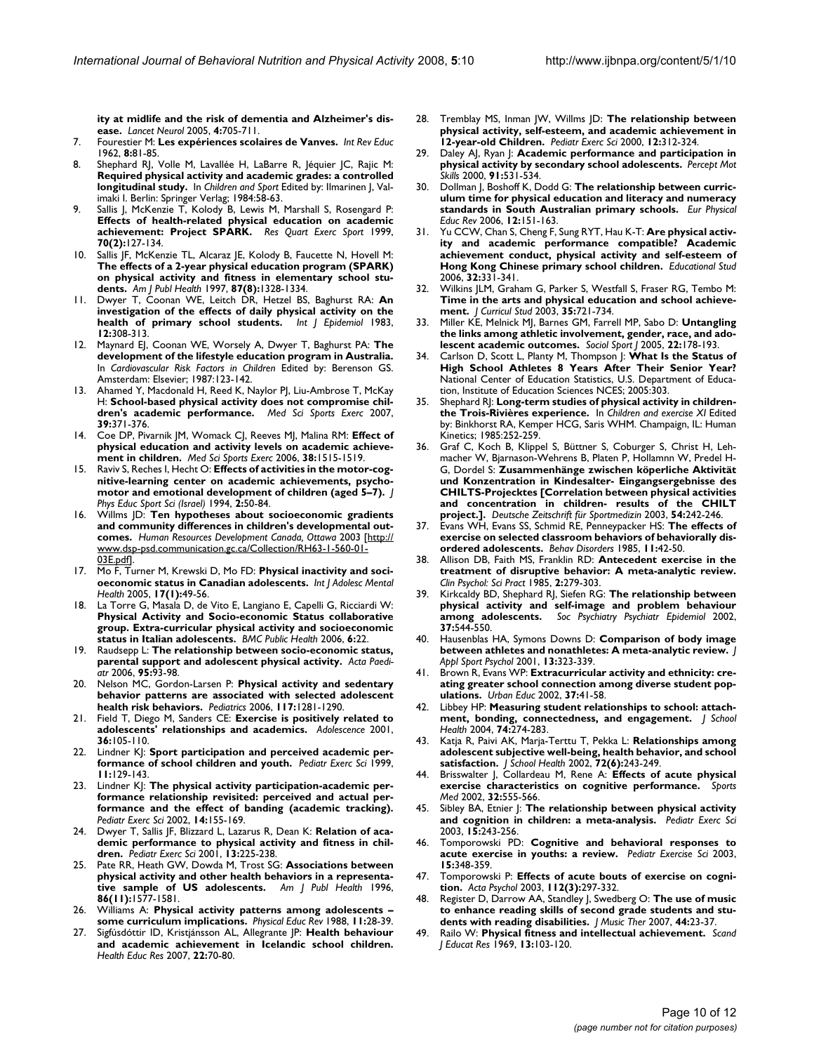ity at midlife and the risk of dementia and Alzheimer's disease. *Lancet Neurol* 2005, **4**:705-711.

7. Fourestier M: **Les expériences scolaires de Vanves.** *Int Rev Educ* 1962, **8**:81-85.
8. Shephard RJ, Volle M, Lavallée H, LaBarre R, Jéquier JC, Rajic M: **Required physical activity and academic grades: a controlled longitudinal study.** In *Children and Sport* Edited by: Ilmarinen J, Valimaki I. Berlin: Springer Verlag; 1984:58-63.
9. Sallis J, McKenzie T, Kolody B, Lewis M, Marshall S, Rosengard P: **Effects of health-related physical education on academic achievement: Project SPARK.** *Res Quart Exerc Sport* 1999, **70(2)**:127-134.
10. Sallis JF, McKenzie TL, Alcaraz JE, Kolody B, Faucette N, Hovell M: **The effects of a 2-year physical education program (SPARK) on physical activity and fitness in elementary school students.** *Am J Publ Health* 1997, **87(8)**:1328-1334.
11. Dwyer T, Coonan WE, Leitch DR, Hetzel BS, Baghurst RA: **An investigation of the effects of daily physical activity on the health of primary school students.** *Int J Epidemiol* 1983, **12**:308-313.
12. Maynard EJ, Coonan WE, Worsely A, Dwyer T, Baghurst PA: **The development of the lifestyle education program in Australia.** In *Cardiovascular Risk Factors in Children* Edited by: Berenson GS. Amsterdam: Elsevier; 1987:123-142.
13. Ahamed Y, Macdonald H, Reed K, Naylor PJ, Liu-Ambrose T, McKay H: **School-based physical activity does not compromise children's academic performance.** *Med Sci Sports Exerc* 2007, **39**:371-376.
14. Coe DP, Pivarnik JM, Womack CJ, Reeves MJ, Malina RM: **Effect of physical education and activity levels on academic achievement in children.** *Med Sci Sports Exerc* 2006, **38**:1515-1519.
15. Raviv S, Reches I, Hecht O: **Effects of activities in the motor-cognitive-learning center on academic achievements, psychomotor and emotional development of children (aged 5–7).** *J Phys Educ Sport Sci (Israel)* 1994, **2**:50-84.
16. Willms JD: **Ten hypotheses about socioeconomic gradients and community differences in children's developmental outcomes.** *Human Resources Development Canada, Ottawa* 2003 [http://www.dsp-psd.communication.gc.ca/Collection/RH63-1-560-01-03E.pdf].
17. Mo F, Turner M, Krewski D, Mo FD: **Physical inactivity and socioeconomic status in Canadian adolescents.** *Int J Adolesc Mental Health* 2005, **17(1)**:49-56.
18. La Torre G, Masala D, de Vito E, Langiano E, Capelli G, Ricciardi W: **Physical Activity and Socio-economic Status collaborative group. Extra-curricular physical activity and socioeconomic status in Italian adolescents.** *BMC Public Health* 2006, **6**:22.
19. Raudsepp L: **The relationship between socio-economic status, parental support and adolescent physical activity.** *Acta Paediatr* 2006, **95**:93-98.
20. Nelson MC, Gordon-Larsen P: **Physical activity and sedentary behavior patterns are associated with selected adolescent health risk behaviors.** *Pediatrics* 2006, **117**:1281-1290.
21. Field T, Diego M, Sanders CE: **Exercise is positively related to adolescents' relationships and academics.** *Adolescence* 2001, **36**:105-110.
22. Lindner KJ: **Sport participation and perceived academic performance of school children and youth.** *Pediatr Exerc Sci* 1999, **11**:129-143.
23. Lindner KJ: **The physical activity participation-academic performance relationship revisited: perceived and actual performance and the effect of banding (academic tracking).** *Pediatr Exerc Sci* 2002, **14**:155-169.
24. Dwyer T, Sallis JF, Blizzard L, Lazarus R, Dean K: **Relation of academic performance to physical activity and fitness in children.** *Pediatr Exerc Sci* 2001, **13**:225-238.
25. Pate RR, Heath GW, Dowda M, Trost SG: **Associations between physical activity and other health behaviors in a representative sample of US adolescents.** *Am J Publ Health* 1996, **86(11)**:1577-1581.
26. Williams A: **Physical activity patterns among adolescents – some curriculum implications.** *Physical Educ Rev* 1988, **11**:28-39.
27. Sigfúsdóttir ID, Kristjánsson AL, Allegrante JP: **Health behaviour and academic achievement in Icelandic school children.** *Health Educ Res* 2007, **22**:70-80.
28. Tremblay MS, Inman JW, Willms JD: **The relationship between physical activity, self-esteem, and academic achievement in 12-year-old Children.** *Pediatr Exerc Sci* 2000, **12**:312-324.
29. Daley AJ, Ryan J: **Academic performance and participation in physical activity by secondary school adolescents.** *Percept Mot Skills* 2000, **91**:531-534.
30. Dollman J, Boshoff K, Dodd G: **The relationship between curriculum time for physical education and literacy and numeracy standards in South Australian primary schools.** *Eur Physical Educ Rev* 2006, **12**:151-163.
31. Yu CCW, Chan S, Cheng F, Sung RYT, Hau K-T: **Are physical activity and academic performance compatible? Academic achievement conduct, physical activity and self-esteem of Hong Kong Chinese primary school children.** *Educational Stud* 2006, **32**:331-341.
32. Wilkins JLM, Graham G, Parker S, Westfall S, Fraser RG, Tembo M: **Time in the arts and physical education and school achievement.** *J Curricul Stud* 2003, **35**:721-734.
33. Miller KE, Melnick MJ, Barnes GM, Farrell MP, Sabo D: **Untangling the links among athletic involvement, gender, race, and adolescent academic outcomes.** *Sociol Sport J* 2005, **22**:178-193.
34. Carlson D, Scott L, Planty M, Thompson J: **What Is the Status of High School Athletes 8 Years After Their Senior Year?** National Center of Education Statistics, U.S. Department of Education, Institute of Education Sciences NCES; 2005:303.
35. Shephard RJ: **Long-term studies of physical activity in children-the Trois-Rivières experience.** In *Children and exercise XI* Edited by: Binkhorst RA, Kemper HCG, Saris WHM. Champaign, IL: Human Kinetics; 1985:252-259.
36. Graf C, Koch B, Klippel S, Büttner S, Coburger S, Christ H, Lehmacher W, Bjarnason-Wehrens B, Platen P, Hollamnn W, Predel H-G, Dordel S: **Zusammenhänge zwischen köperliche Aktivität und Konzentration in Kindesalter- Eingangsergebnisse des CHILTS-Projecktes [Correlation between physical activities and concentration in children- results of the CHILT project.].** *Deutsche Zeitschrift für Sportmedizin* 2003, **54**:242-246.
37. Evans WH, Evans SS, Schmid RE, Penneypacker HS: **The effects of exercise on selected classroom behaviors of behaviorally disordered adolescents.** *Behav Disorders* 1985, **11**:42-50.
38. Allison DB, Faith MS, Franklin RD: **Antecedent exercise in the treatment of disruptive behavior: A meta-analytic review.** *Clin Psychol: Sci Pract* 1985, **2**:279-303.
39. Kirkcaldy BD, Shephard RJ, Siefen RG: **The relationship between physical activity and self-image and problem behaviour among adolescents.** *Soc Psychiatry Psychiatr Epidemiol* 2002, **37**:544-550.
40. Hausenblas HA, Symons Downs D: **Comparison of body image between athletes and nonathletes: A meta-analytic review.** *J Appl Sport Psychol* 2001, **13**:323-339.
41. Brown R, Evans WP: **Extracurricular activity and ethnicity: creating greater school connection among diverse student populations.** *Urban Educ* 2002, **37**:41-58.
42. Libbey HP: **Measuring student relationships to school: attachment, bonding, connectedness, and engagement.** *J School Health* 2004, **74**:274-283.
43. Katja R, Paivi AK, Marja-Terttu T, Pekka L: **Relationships among adolescent subjective well-being, health behavior, and school satisfaction.** *J School Health* 2002, **72(6)**:243-249.
44. Brisswalter J, Collardeau M, Rene A: **Effects of acute physical exercise characteristics on cognitive performance.** *Sports Med* 2002, **32**:555-566.
45. Sibley BA, Etnier J: **The relationship between physical activity and cognition in children: a meta-analysis.** *Pediatr Exerc Sci* 2003, **15**:243-256.
46. Tomporowski PD: **Cognitive and behavioral responses to acute exercise in youths: a review.** *Pediatr Exercise Sci* 2003, **15**:348-359.
47. Tomporowski P: **Effects of acute bouts of exercise on cognition.** *Acta Psychol* 2003, **112(3)**:297-332.
48. Register D, Darrow AA, Standley J, Swedberg O: **The use of music to enhance reading skills of second grade students and students with reading disabilities.** *J Music Ther* 2007, **44**:23-37.
49. Railo W: **Physical fitness and intellectual achievement.** *Scand J Educat Res* 1969, **13**:103-120.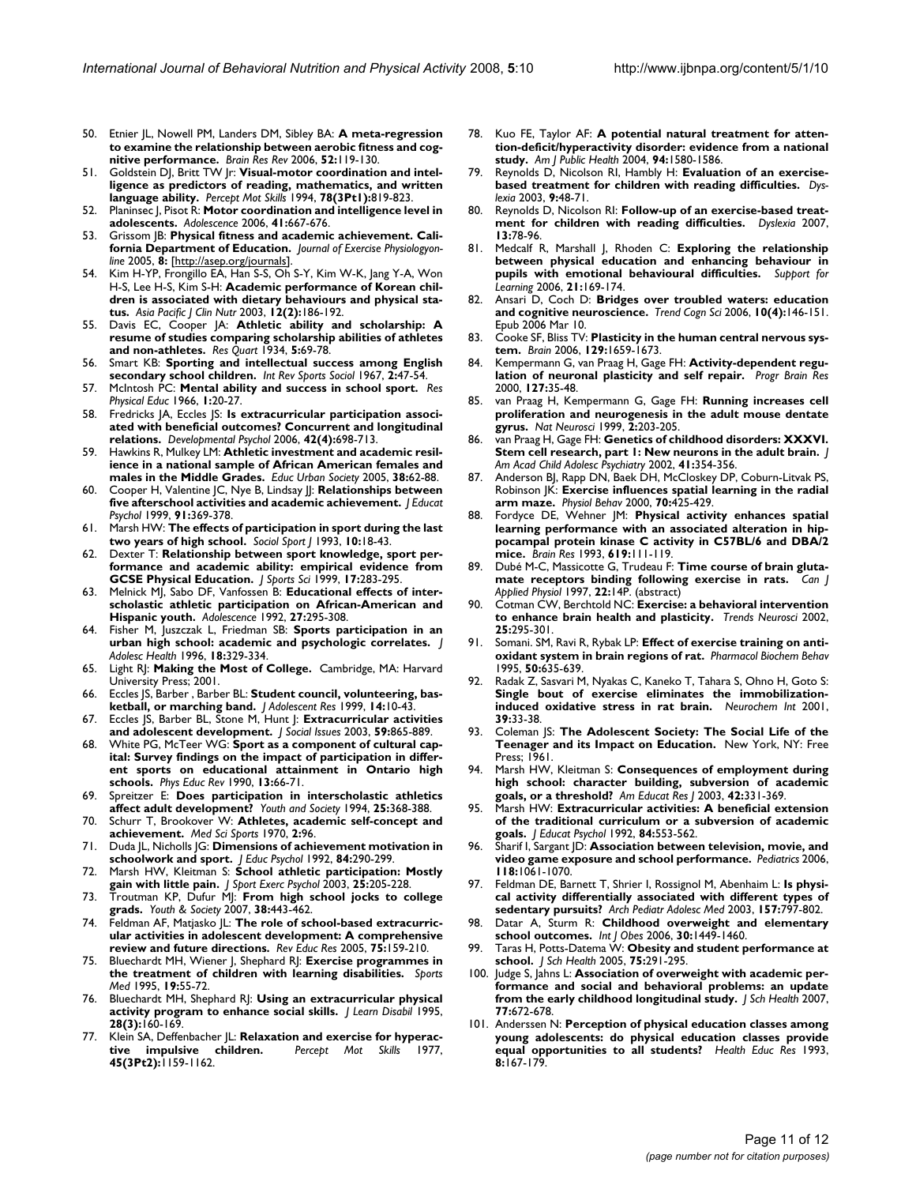50. Etnier JL, Nowell PM, Landers DM, Sibley BA: **A meta-regression to examine the relationship between aerobic fitness and cognitive performance.** *Brain Res Rev* 2006, **52:**119-130.
51. Goldstein DJ, Britt TW Jr: **Visual-motor coordination and intelligence as predictors of reading, mathematics, and written language ability.** *Percept Mot Skills* 1994, **78(3Pt1):**819-823.
52. Planinsec J, Pisot R: **Motor coordination and intelligence level in adolescents.** *Adolescence* 2006, **41:**667-676.
53. Grissom JB: **Physical fitness and academic achievement. California Department of Education.** *Journal of Exercise Physiologyonline* 2005, **8:** [http://asep.org/journals].
54. Kim H-YP, Frongillo EA, Han S-S, Oh S-Y, Kim W-K, Jang Y-A, Won H-S, Lee H-S, Kim S-H: **Academic performance of Korean children is associated with dietary behaviours and physical status.** *Asia Pacific J Clin Nutr* 2003, **12(2):**186-192.
55. Davis EC, Cooper JA: **Athletic ability and scholarship: A resume of studies comparing scholarship abilities of athletes and non-athletes.** *Res Quart* 1934, **5:**69-78.
56. Smart KB: **Sporting and intellectual success among English secondary school children.** *Int Rev Sports Sociol* 1967, **2:**47-54.
57. McIntosh PC: **Mental ability and success in school sport.** *Res Physical Educ* 1966, **1:**20-27.
58. Fredricks JA, Eccles JS: **Is extracurricular participation associated with beneficial outcomes? Concurrent and longitudinal relations.** *Developmental Psychol* 2006, **42(4):**698-713.
59. Hawkins R, Mulkey LM: **Athletic investment and academic resilience in a national sample of African American females and males in the Middle Grades.** *Educ Urban Society* 2005, **38:**62-88.
60. Cooper H, Valentine JC, Nye B, Lindsay JJ: **Relationships between five afterschool activities and academic achievement.** *J Educat Psychol* 1999, **91:**369-378.
61. Marsh HW: **The effects of participation in sport during the last two years of high school.** *Sociol Sport J* 1993, **10:**18-43.
62. Dexter T: **Relationship between sport knowledge, sport performance and academic ability: empirical evidence from GCSE Physical Education.** *J Sports Sci* 1999, **17:**283-295.
63. Melnick MJ, Sabo DF, Vanfossen B: **Educational effects of interscholastic athletic participation on African-American and Hispanic youth.** *Adolescence* 1992, **27:**295-308.
64. Fisher M, Juszczak L, Friedman SB: **Sports participation in an urban high school: academic and psychologic correlates.** *J Adolesc Health* 1996, **18:**329-334.
65. Light RJ: **Making the Most of College.** Cambridge, MA: Harvard University Press; 2001.
66. Eccles JS, Barber , Barber BL: **Student council, volunteering, basketball, or marching band.** *J Adolescent Res* 1999, **14:**10-43.
67. Eccles JS, Barber BL, Stone M, Hunt J: **Extracurricular activities and adolescent development.** *J Social Issues* 2003, **59:**865-889.
68. White PG, McTeer WG: **Sport as a component of cultural capital: Survey findings on the impact of participation in different sports on educational attainment in Ontario high schools.** *Phys Educ Rev* 1990, **13:**66-71.
69. Spreitzer E: **Does participation in interscholastic athletics affect adult development?** *Youth and Society* 1994, **25:**368-388.
70. Schurr T, Brookover W: **Athletes, academic self-concept and achievement.** *Med Sci Sports* 1970, **2:**96.
71. Duda JL, Nicholls JG: **Dimensions of achievement motivation in schoolwork and sport.** *J Educ Psychol* 1992, **84:**290-299.
72. Marsh HW, Kleitman S: **School athletic participation: Mostly gain with little pain.** *J Sport Exerc Psychol* 2003, **25:**205-228.
73. Troutman KP, Dufur MJ: **From high school jocks to college grads.** *Youth & Society* 2007, **38:**443-462.
74. Feldman AF, Matjasko JL: **The role of school-based extracurricular activities in adolescent development: A comprehensive review and future directions.** *Rev Educ Res* 2005, **75:**159-210.
75. Bluechardt MH, Wiener J, Shephard RJ: **Exercise programmes in the treatment of children with learning disabilities.** *Sports Med* 1995, **19:**55-72.
76. Bluechardt MH, Shephard RJ: **Using an extracurricular physical activity program to enhance social skills.** *J Learn Disabil* 1995, **28(3):**160-169.
77. Klein SA, Deffenbacher JL: **Relaxation and exercise for hyperactive impulsive children.** *Percept Mot Skills* 1977, **45(3Pt2):**1159-1162.
78. Kuo FE, Taylor AF: **A potential natural treatment for attention-deficit/hyperactivity disorder: evidence from a national study.** *Am J Public Health* 2004, **94:**1580-1586.
79. Reynolds D, Nicolson RI, Hambly H: **Evaluation of an exercise-based treatment for children with reading difficulties.** *Dyslexia* 2003, **9:**48-71.
80. Reynolds D, Nicolson RI: **Follow-up of an exercise-based treatment for children with reading difficulties.** *Dyslexia* 2007, **13:**78-96.
81. Medcalf R, Marshall J, Rhoden C: **Exploring the relationship between physical education and enhancing behaviour in pupils with emotional behavioural difficulties.** *Support for Learning* 2006, **21:**169-174.
82. Ansari D, Coch D: **Bridges over troubled waters: education and cognitive neuroscience.** *Trend Cogn Sci* 2006, **10(4):**146-151. Epub 2006 Mar 10.
83. Cooke SF, Bliss TV: **Plasticity in the human central nervous system.** *Brain* 2006, **129:**1659-1673.
84. Kempermann G, van Praag H, Gage FH: **Activity-dependent regulation of neuronal plasticity and self repair.** *Progr Brain Res* 2000, **127:**35-48.
85. van Praag H, Kempermann G, Gage FH: **Running increases cell proliferation and neurogenesis in the adult mouse dentate gyrus.** *Nat Neurosci* 1999, **2:**203-205.
86. van Praag H, Gage FH: **Genetics of childhood disorders: XXXVI. Stem cell research, part 1: New neurons in the adult brain.** *J Am Acad Child Adolesc Psychiatry* 2002, **41:**354-356.
87. Anderson BJ, Rapp DN, Baek DH, McCloskey DP, Coburn-Litvak PS, Robinson JK: **Exercise influences spatial learning in the radial arm maze.** *Physiol Behav* 2000, **70:**425-429.
88. Fordyce DE, Wehner JM: **Physical activity enhances spatial learning performance with an associated alteration in hippocampal protein kinase C activity in C57BL/6 and DBA/2 mice.** *Brain Res* 1993, **619:**111-119.
89. Dubé M-C, Massicotte G, Trudeau F: **Time course of brain glutamate receptors binding following exercise in rats.** *Can J Applied Physiol* 1997, **22:**14P. (abstract)
90. Cotman CW, Berchtold NC: **Exercise: a behavioral intervention to enhance brain health and plasticity.** *Trends Neurosci* 2002, **25:**295-301.
91. Somani. SM, Ravi R, Rybak LP: **Effect of exercise training on antioxidant system in brain regions of rat.** *Pharmacol Biochem Behav* 1995, **50:**635-639.
92. Radak Z, Sasvari M, Nyakas C, Kaneko T, Tahara S, Ohno H, Goto S: **Single bout of exercise eliminates the immobilization-induced oxidative stress in rat brain.** *Neurochem Int* 2001, **39:**33-38.
93. Coleman JS: **The Adolescent Society: The Social Life of the Teenager and its Impact on Education.** New York, NY: Free Press; 1961.
94. Marsh HW, Kleitman S: **Consequences of employment during high school: character building, subversion of academic goals, or a threshold?** *Am Educat Res J* 2003, **42:**331-369.
95. Marsh HW: **Extracurricular activities: A beneficial extension of the traditional curriculum or a subversion of academic goals.** *J Educat Psychol* 1992, **84:**553-562.
96. Sharif I, Sargent JD: **Association between television, movie, and video game exposure and school performance.** *Pediatrics* 2006, **118:**1061-1070.
97. Feldman DE, Barnett T, Shrier I, Rossignol M, Abenhaim L: **Is physical activity differentially associated with different types of sedentary pursuits?** *Arch Pediatr Adolesc Med* 2003, **157:**797-802.
98. Datar A, Sturm R: **Childhood overweight and elementary school outcomes.** *Int J Obes* 2006, **30:**1449-1460.
99. Taras H, Potts-Datema W: **Obesity and student performance at school.** *J Sch Health* 2005, **75:**291-295.
100. Judge S, Jahns L: **Association of overweight with academic performance and social and behavioral problems: an update from the early childhood longitudinal study.** *J Sch Health* 2007, **77:**672-678.
101. Anderssen N: **Perception of physical education classes among young adolescents: do physical education classes provide equal opportunities to all students?** *Health Educ Res* 1993, **8:**167-179.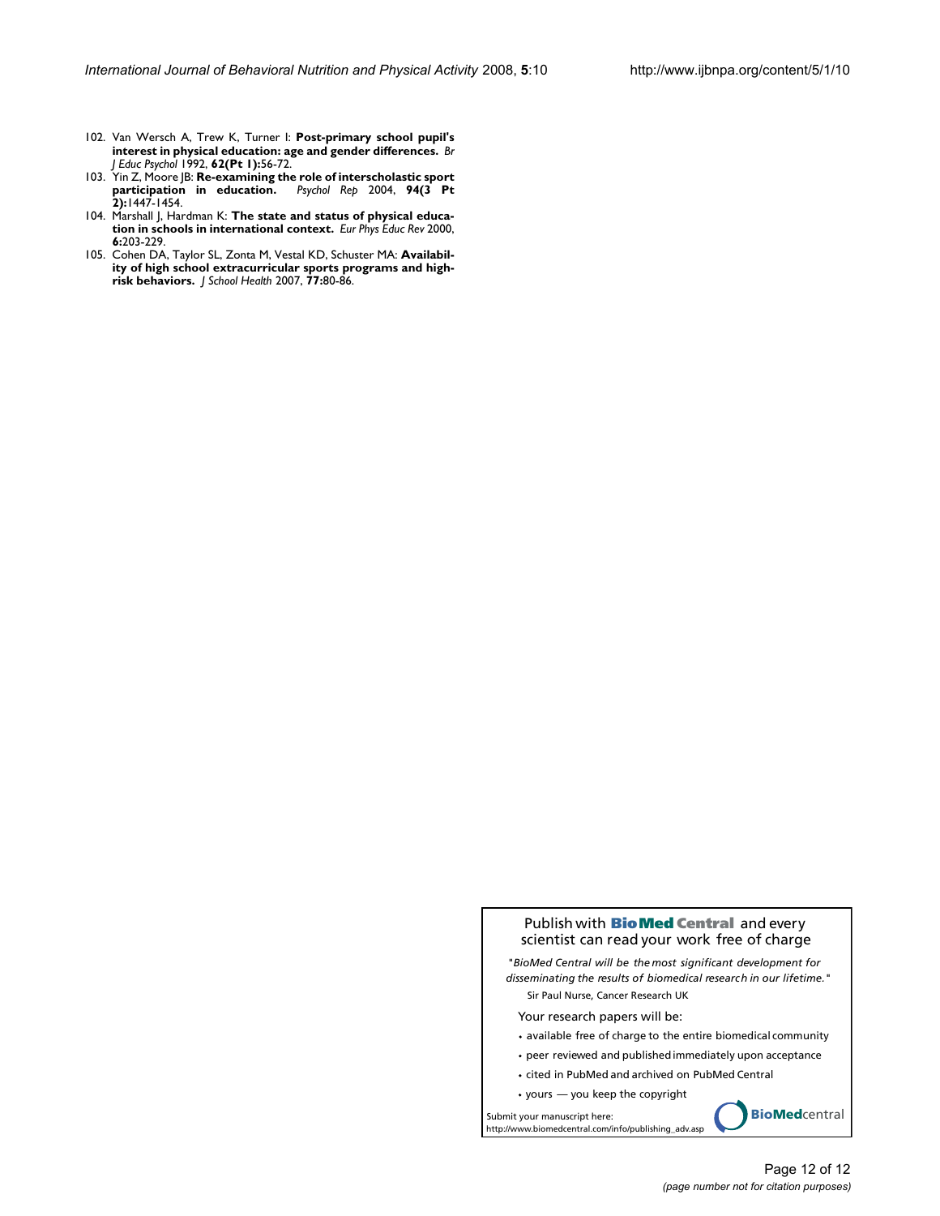102. Van Wersch A, Trew K, Turner I: **Post-primary school pupil's interest in physical education: age and gender differences.** *Br J Educ Psychol* 1992, **62(Pt 1):**56-72.
103. Yin Z, Moore JB: **Re-examining the role of interscholastic sport participation in education.** *Psychol Rep* 2004, **94(3 Pt 2):**1447-1454.
104. Marshall J, Hardman K: **The state and status of physical education in schools in international context.** *Eur Phys Educ Rev* 2000, **6:**203-229.
105. Cohen DA, Taylor SL, Zonta M, Vestal KD, Schuster MA: **Availability of high school extracurricular sports programs and high-risk behaviors.** *J School Health* 2007, **77:**80-86.

Publish with **BioMed Central** and every scientist can read your work free of charge

*"BioMed Central will be the most significant development for disseminating the results of biomedical research in our lifetime."*

Sir Paul Nurse, Cancer Research UK

Your research papers will be:

- available free of charge to the entire biomedical community
- peer reviewed and published immediately upon acceptance
- cited in PubMed and archived on PubMed Central
- yours — you keep the copyright

Submit your manuscript here:
http://www.biomedcentral.com/info/publishing_adv.asp

**BioMed**central